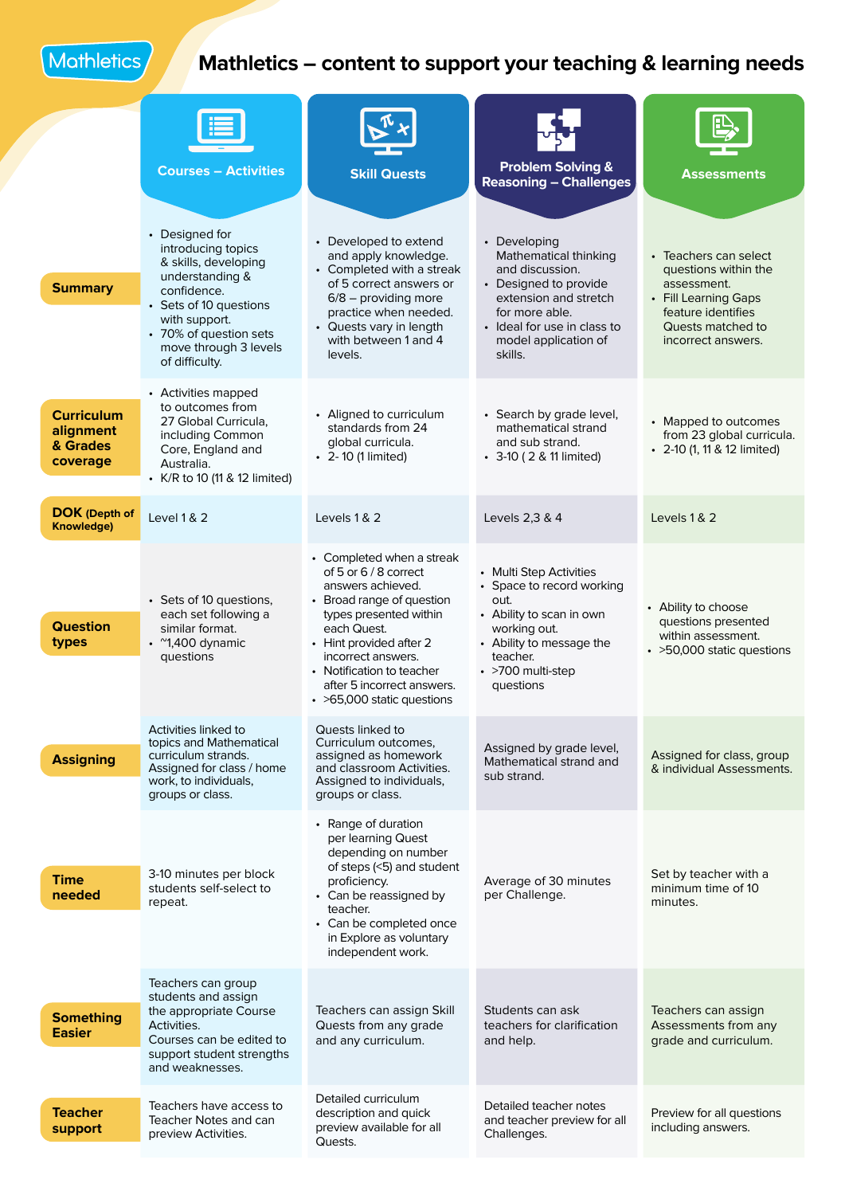Mathletics

# Mathletics – content to support your teaching & learning needs

| | Courses – Activities | Skill Quests | Problem Solving & Reasoning – Challenges | Assessments |
|---|---|---|---|---|
| **Summary** | • Designed for introducing topics & skills, developing understanding & confidence.<br>• Sets of 10 questions with support.<br>• 70% of question sets move through 3 levels of difficulty. | • Developed to extend and apply knowledge.<br>• Completed with a streak of 5 correct answers or 6/8 – providing more practice when needed.<br>• Quests vary in length with between 1 and 4 levels. | • Developing Mathematical thinking and discussion.<br>• Designed to provide extension and stretch for more able.<br>• Ideal for use in class to model application of skills. | • Teachers can select questions within the assessment.<br>• Fill Learning Gaps feature identifies Quests matched to incorrect answers. |
| **Curriculum alignment & Grades coverage** | • Activities mapped to outcomes from 27 Global Curricula, including Common Core, England and Australia.<br>• K/R to 10 (11 & 12 limited) | • Aligned to curriculum standards from 24 global curricula.<br>• 2- 10 (1 limited) | • Search by grade level, mathematical strand and sub strand.<br>• 3-10 ( 2 & 11 limited) | • Mapped to outcomes from 23 global curricula.<br>• 2-10 (1, 11 & 12 limited) |
| **DOK** (Depth of Knowledge) | Level 1 & 2 | Levels 1 & 2 | Levels 2,3 & 4 | Levels 1 & 2 |
| **Question types** | • Sets of 10 questions, each set following a similar format.<br>• ~1,400 dynamic questions | • Completed when a streak of 5 or 6 / 8 correct answers achieved.<br>• Broad range of question types presented within each Quest.<br>• Hint provided after 2 incorrect answers.<br>• Notification to teacher after 5 incorrect answers.<br>• >65,000 static questions | • Multi Step Activities<br>• Space to record working out.<br>• Ability to scan in own working out.<br>• Ability to message the teacher.<br>• >700 multi-step questions | • Ability to choose questions presented within assessment.<br>• >50,000 static questions |
| **Assigning** | Activities linked to topics and Mathematical curriculum strands. Assigned for class / home work, to individuals, groups or class. | Quests linked to Curriculum outcomes, assigned as homework and classroom Activities. Assigned to individuals, groups or class. | Assigned by grade level, Mathematical strand and sub strand. | Assigned for class, group & individual Assessments. |
| **Time needed** | 3-10 minutes per block students self-select to repeat. | • Range of duration per learning Quest depending on number of steps (<5) and student proficiency.<br>• Can be reassigned by teacher.<br>• Can be completed once in Explore as voluntary independent work. | Average of 30 minutes per Challenge. | Set by teacher with a minimum time of 10 minutes. |
| **Something Easier** | Teachers can group students and assign the appropriate Course Activities. Courses can be edited to support student strengths and weaknesses. | Teachers can assign Skill Quests from any grade and any curriculum. | Students can ask teachers for clarification and help. | Teachers can assign Assessments from any grade and curriculum. |
| **Teacher support** | Teachers have access to Teacher Notes and can preview Activities. | Detailed curriculum description and quick preview available for all Quests. | Detailed teacher notes and teacher preview for all Challenges. | Preview for all questions including answers. |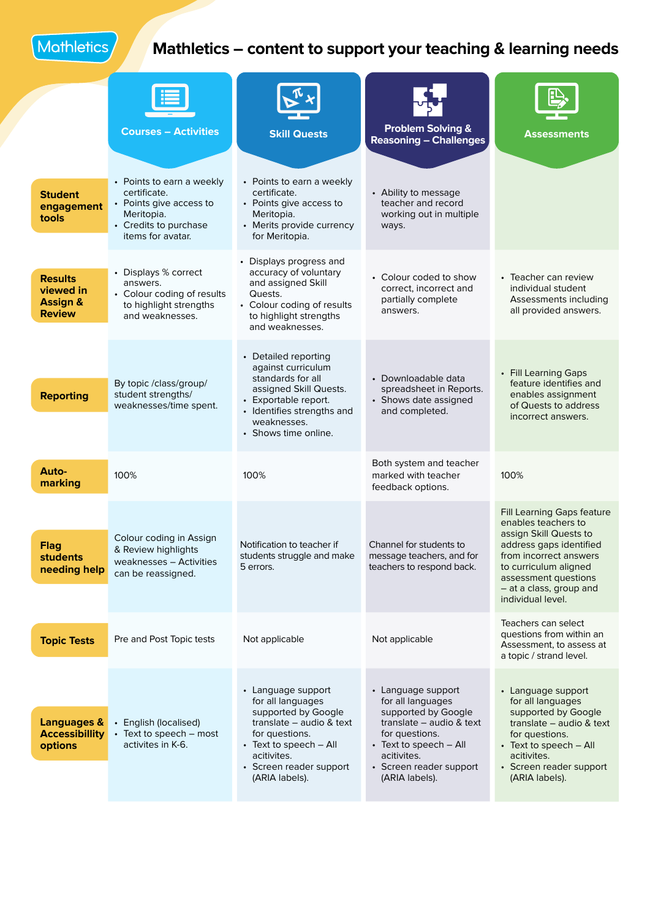Mathletics

# Mathletics – content to support your teaching & learning needs

| | Courses – Activities | Skill Quests | Problem Solving & Reasoning – Challenges | Assessments |
|---|---|---|---|---|
| **Student engagement tools** | • Points to earn a weekly certificate.<br>• Points give access to Meritopia.<br>• Credits to purchase items for avatar. | • Points to earn a weekly certificate.<br>• Points give access to Meritopia.<br>• Merits provide currency for Meritopia. | • Ability to message teacher and record working out in multiple ways. | |
| **Results viewed in Assign & Review** | • Displays % correct answers.<br>• Colour coding of results to highlight strengths and weaknesses. | • Displays progress and accuracy of voluntary and assigned Skill Quests.<br>• Colour coding of results to highlight strengths and weaknesses. | • Colour coded to show correct, incorrect and partially complete answers. | • Teacher can review individual student Assessments including all provided answers. |
| **Reporting** | By topic /class/group/ student strengths/ weaknesses/time spent. | • Detailed reporting against curriculum standards for all assigned Skill Quests.<br>• Exportable report.<br>• Identifies strengths and weaknesses.<br>• Shows time online. | • Downloadable data spreadsheet in Reports.<br>• Shows date assigned and completed. | • Fill Learning Gaps feature identifies and enables assignment of Quests to address incorrect answers. |
| **Auto-marking** | 100% | 100% | Both system and teacher marked with teacher feedback options. | 100% |
| **Flag students needing help** | Colour coding in Assign & Review highlights weaknesses – Activities can be reassigned. | Notification to teacher if students struggle and make 5 errors. | Channel for students to message teachers, and for teachers to respond back. | Fill Learning Gaps feature enables teachers to assign Skill Quests to address gaps identified from incorrect answers to curriculum aligned assessment questions – at a class, group and individual level. |
| **Topic Tests** | Pre and Post Topic tests | Not applicable | Not applicable | Teachers can select questions from within an Assessment, to assess at a topic / strand level. |
| **Languages & Accessibillity options** | • English (localised)<br>• Text to speech – most activites in K-6. | • Language support for all languages supported by Google translate – audio & text for questions.<br>• Text to speech – All acitivites.<br>• Screen reader support (ARIA labels). | • Language support for all languages supported by Google translate – audio & text for questions.<br>• Text to speech – All acitivites.<br>• Screen reader support (ARIA labels). | • Language support for all languages supported by Google translate – audio & text for questions.<br>• Text to speech – All acitivites.<br>• Screen reader support (ARIA labels). |